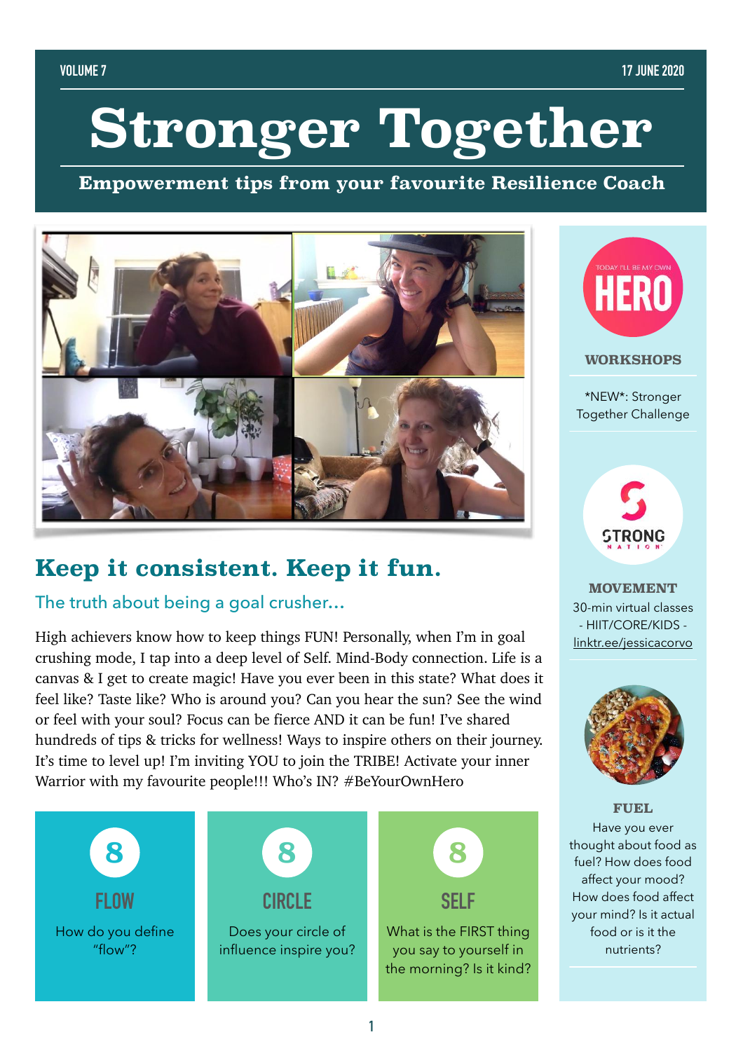VOLUME 7

17 JUNE 2020

# Stronger Together

**Empowerment tips from your favourite Resilience Coach**

## Keep it consistent. Keep it fun.

### The truth about being a goal crusher…

High achievers know how to keep things FUN! Personally, when I'm in goal crushing mode, I tap into a deep level of Self. Mind-Body connection. Life is a canvas & I get to create magic! Have you ever been in this state? What does it feel like? Taste like? Who is around you? Can you hear the sun? See the wind or feel with your soul? Focus can be fierce AND it can be fun! I've shared hundreds of tips & tricks for wellness! Ways to inspire others on their journey. It's time to level up! I'm inviting YOU to join the TRIBE! Activate your inner Warrior with my favourite people!!! Who's IN? #BeYourOwnHero

**8**

**FLOW**

How do you define "flow"?

**8**

**CIRCLE**

Does your circle of influence inspire you?

**8**

**SELF**

What is the FIRST thing you say to yourself in the morning? Is it kind?

---

TODAY I'LL BE MY OWN **HERO**

**WORKSHOPS**

*NEW*: Stronger Together Challenge

STRONG NATION

**MOVEMENT**

30-min virtual classes - HIIT/CORE/KIDS - linktr.ee/jessicacorvo

**FUEL**

Have you ever thought about food as fuel? How does food affect your mood? How does food affect your mind? Is it actual food or is it the nutrients?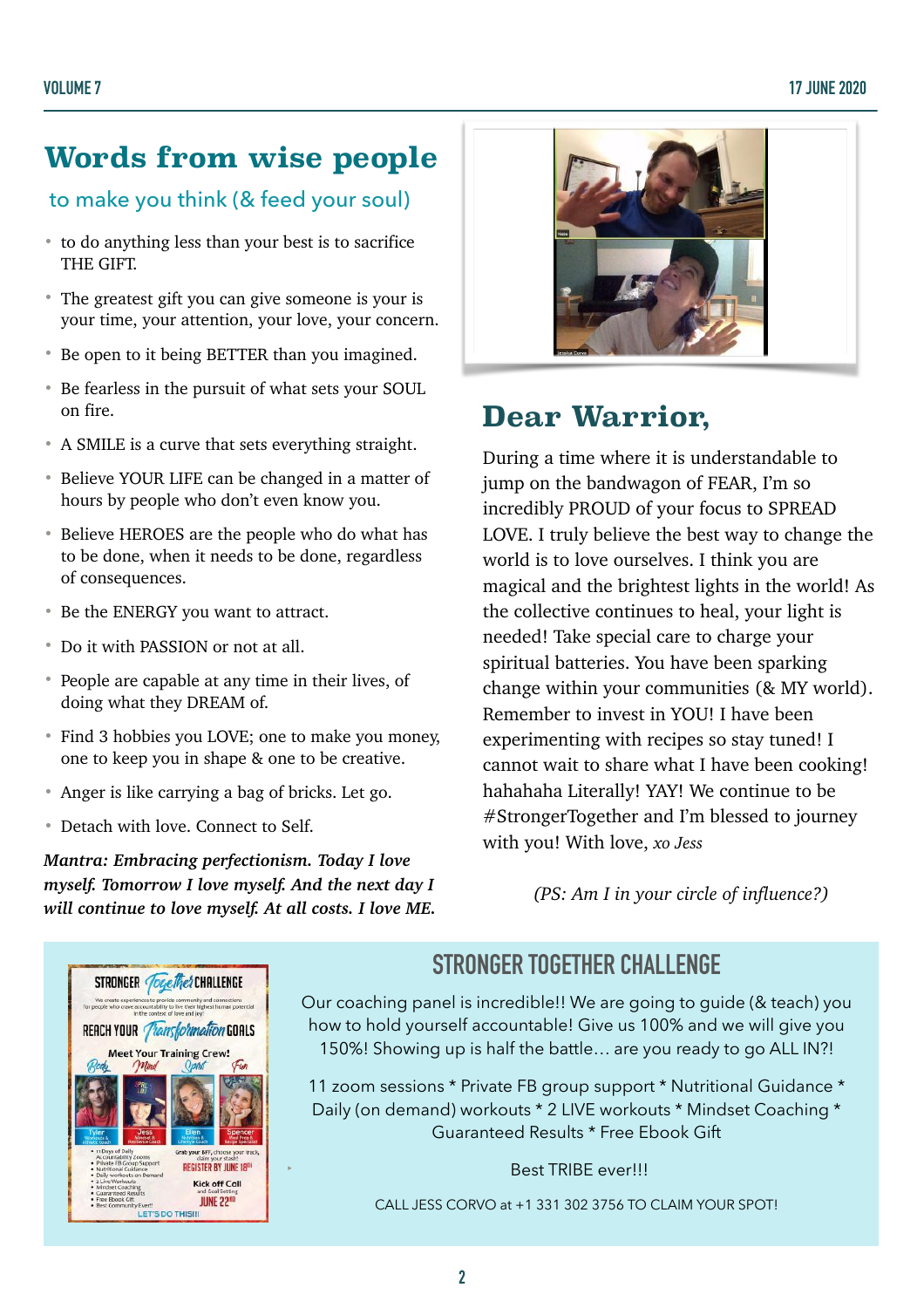## Words from wise people

### to make you think (& feed your soul)

- to do anything less than your best is to sacrifice THE GIFT.
- The greatest gift you can give someone is your is your time, your attention, your love, your concern.
- Be open to it being BETTER than you imagined.
- Be fearless in the pursuit of what sets your SOUL on fire.
- A SMILE is a curve that sets everything straight.
- Believe YOUR LIFE can be changed in a matter of hours by people who don't even know you.
- Believe HEROES are the people who do what has to be done, when it needs to be done, regardless of consequences.
- Be the ENERGY you want to attract.
- Do it with PASSION or not at all.
- People are capable at any time in their lives, of doing what they DREAM of.
- Find 3 hobbies you LOVE; one to make you money, one to keep you in shape & one to be creative.
- Anger is like carrying a bag of bricks. Let go.
- Detach with love. Connect to Self.

***Mantra: Embracing perfectionism. Today I love myself. Tomorrow I love myself. And the next day I will continue to love myself. At all costs. I love ME.***

## Dear Warrior,

During a time where it is understandable to jump on the bandwagon of FEAR, I'm so incredibly PROUD of your focus to SPREAD LOVE. I truly believe the best way to change the world is to love ourselves. I think you are magical and the brightest lights in the world! As the collective continues to heal, your light is needed! Take special care to charge your spiritual batteries. You have been sparking change within your communities (& MY world). Remember to invest in YOU! I have been experimenting with recipes so stay tuned! I cannot wait to share what I have been cooking! hahahaha Literally! YAY! We continue to be #StrongerTogether and I'm blessed to journey with you! With love, *xo Jess*

*(PS: Am I in your circle of influence?)*

## STRONGER TOGETHER CHALLENGE

Our coaching panel is incredible!! We are going to guide (& teach) you how to hold yourself accountable! Give us 100% and we will give you 150%! Showing up is half the battle… are you ready to go ALL IN?!

11 zoom sessions * Private FB group support * Nutritional Guidance * Daily (on demand) workouts * 2 LIVE workouts * Mindset Coaching * Guaranteed Results * Free Ebook Gift

Best TRIBE ever!!!

CALL JESS CORVO at +1 331 302 3756 TO CLAIM YOUR SPOT!